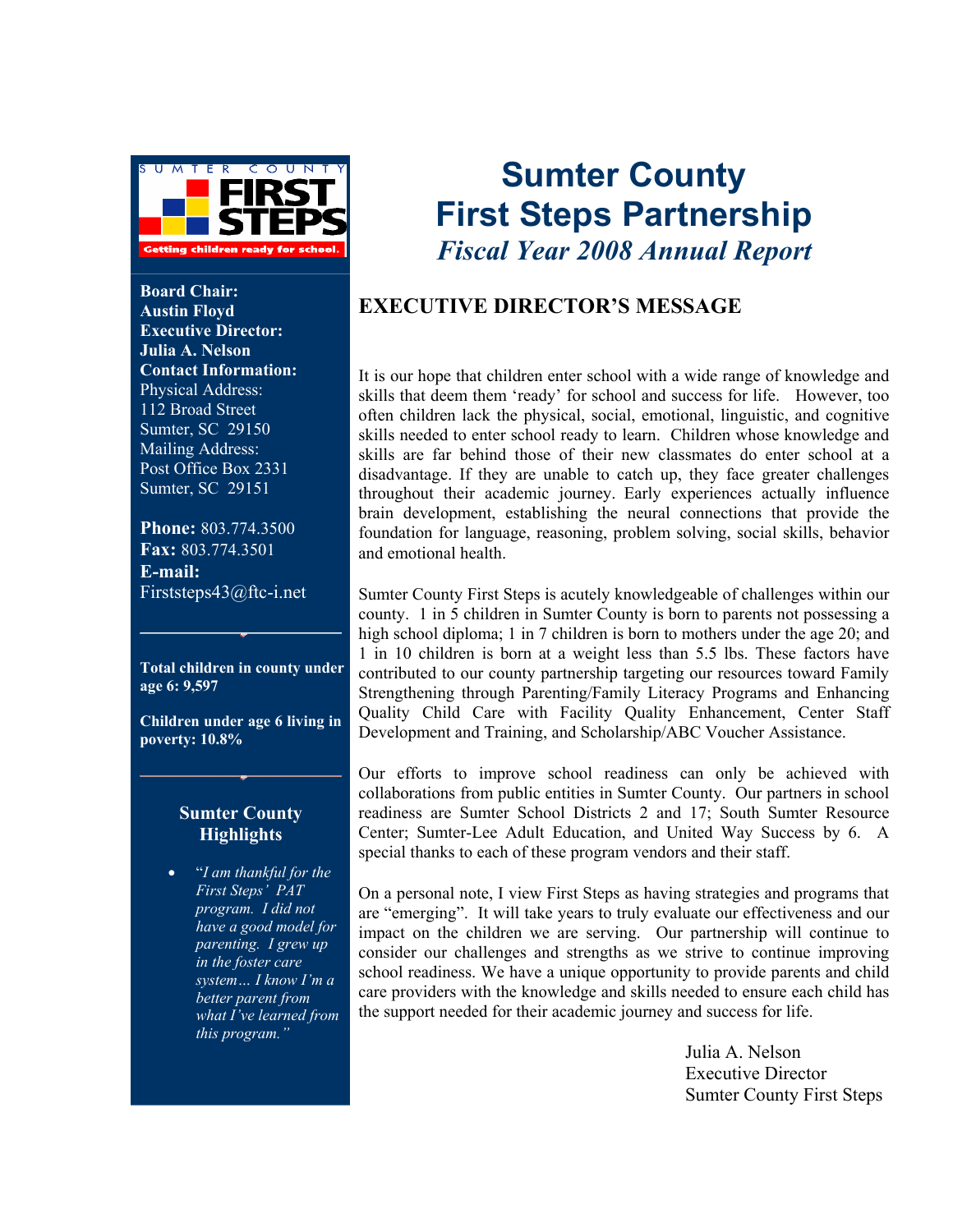# Sumter County First Steps Partnership

## *Fiscal Year 2008 Annual Report*

SUMTER COUNTY FIRST STEPS

Getting children ready for school.

**Board Chair:**
**Austin Floyd**
**Executive Director:**
**Julia A. Nelson**
**Contact Information:**
Physical Address:
112 Broad Street
Sumter, SC 29150
Mailing Address:
Post Office Box 2331
Sumter, SC 29151

**Phone:** 803.774.3500
**Fax:** 803.774.3501
**E-mail:**
Firststeps43@ftc-i.net

**Total children in county under age 6: 9,597**

**Children under age 6 living in poverty: 10.8%**

### Sumter County Highlights

- "*I am thankful for the First Steps' PAT program. I did not have a good model for parenting. I grew up in the foster care system… I know I'm a better parent from what I've learned from this program.*"

## EXECUTIVE DIRECTOR'S MESSAGE

It is our hope that children enter school with a wide range of knowledge and skills that deem them 'ready' for school and success for life. However, too often children lack the physical, social, emotional, linguistic, and cognitive skills needed to enter school ready to learn. Children whose knowledge and skills are far behind those of their new classmates do enter school at a disadvantage. If they are unable to catch up, they face greater challenges throughout their academic journey. Early experiences actually influence brain development, establishing the neural connections that provide the foundation for language, reasoning, problem solving, social skills, behavior and emotional health.

Sumter County First Steps is acutely knowledgeable of challenges within our county. 1 in 5 children in Sumter County is born to parents not possessing a high school diploma; 1 in 7 children is born to mothers under the age 20; and 1 in 10 children is born at a weight less than 5.5 lbs. These factors have contributed to our county partnership targeting our resources toward Family Strengthening through Parenting/Family Literacy Programs and Enhancing Quality Child Care with Facility Quality Enhancement, Center Staff Development and Training, and Scholarship/ABC Voucher Assistance.

Our efforts to improve school readiness can only be achieved with collaborations from public entities in Sumter County. Our partners in school readiness are Sumter School Districts 2 and 17; South Sumter Resource Center; Sumter-Lee Adult Education, and United Way Success by 6. A special thanks to each of these program vendors and their staff.

On a personal note, I view First Steps as having strategies and programs that are "emerging". It will take years to truly evaluate our effectiveness and our impact on the children we are serving. Our partnership will continue to consider our challenges and strengths as we strive to continue improving school readiness. We have a unique opportunity to provide parents and child care providers with the knowledge and skills needed to ensure each child has the support needed for their academic journey and success for life.

Julia A. Nelson
Executive Director
Sumter County First Steps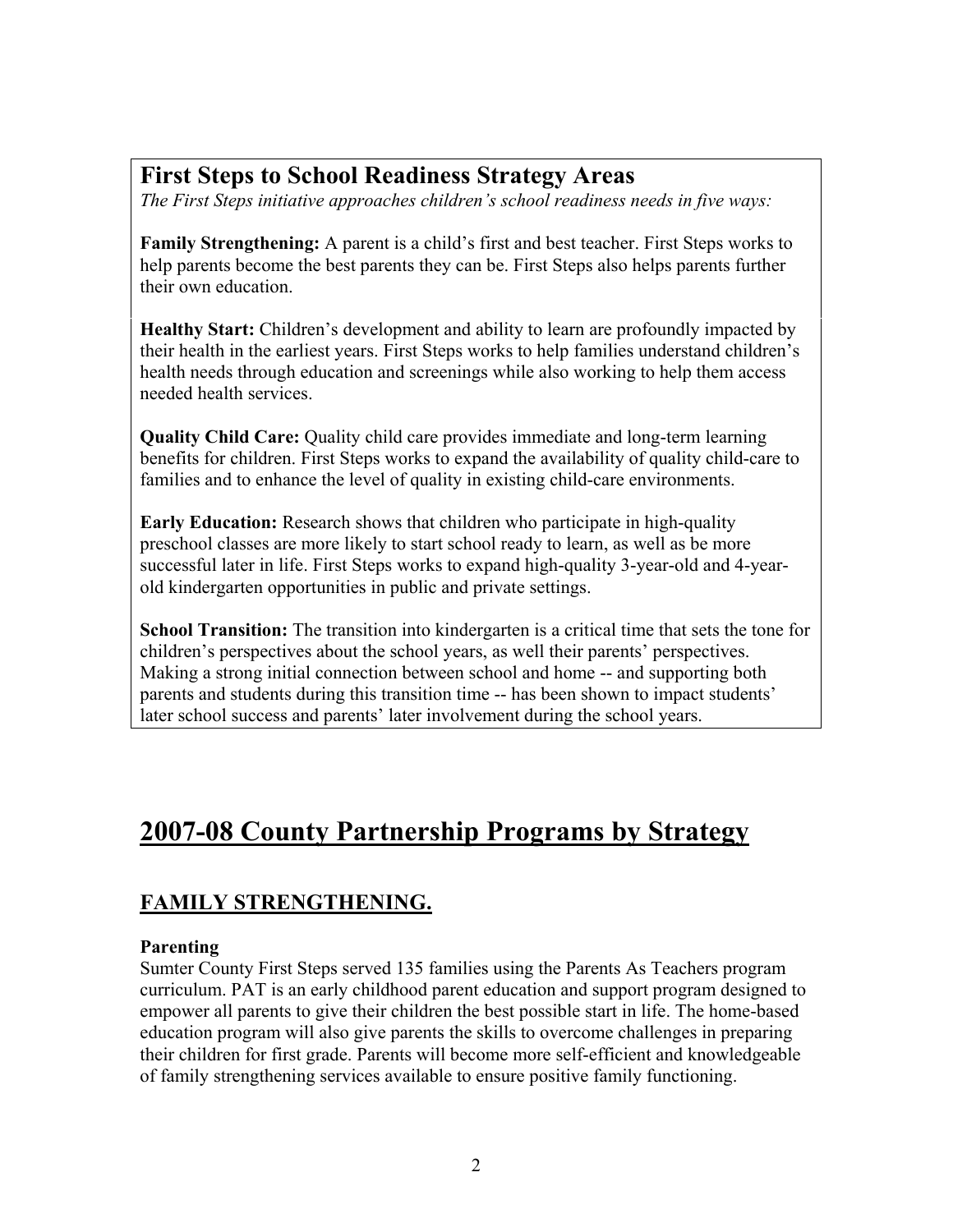## First Steps to School Readiness Strategy Areas

*The First Steps initiative approaches children's school readiness needs in five ways:*

**Family Strengthening:** A parent is a child's first and best teacher. First Steps works to help parents become the best parents they can be. First Steps also helps parents further their own education.

**Healthy Start:** Children's development and ability to learn are profoundly impacted by their health in the earliest years. First Steps works to help families understand children's health needs through education and screenings while also working to help them access needed health services.

**Quality Child Care:** Quality child care provides immediate and long-term learning benefits for children. First Steps works to expand the availability of quality child-care to families and to enhance the level of quality in existing child-care environments.

**Early Education:** Research shows that children who participate in high-quality preschool classes are more likely to start school ready to learn, as well as be more successful later in life. First Steps works to expand high-quality 3-year-old and 4-year-old kindergarten opportunities in public and private settings.

**School Transition:** The transition into kindergarten is a critical time that sets the tone for children's perspectives about the school years, as well their parents' perspectives. Making a strong initial connection between school and home -- and supporting both parents and students during this transition time -- has been shown to impact students' later school success and parents' later involvement during the school years.

# 2007-08 County Partnership Programs by Strategy

## FAMILY STRENGTHENING.

**Parenting**

Sumter County First Steps served 135 families using the Parents As Teachers program curriculum. PAT is an early childhood parent education and support program designed to empower all parents to give their children the best possible start in life. The home-based education program will also give parents the skills to overcome challenges in preparing their children for first grade. Parents will become more self-efficient and knowledgeable of family strengthening services available to ensure positive family functioning.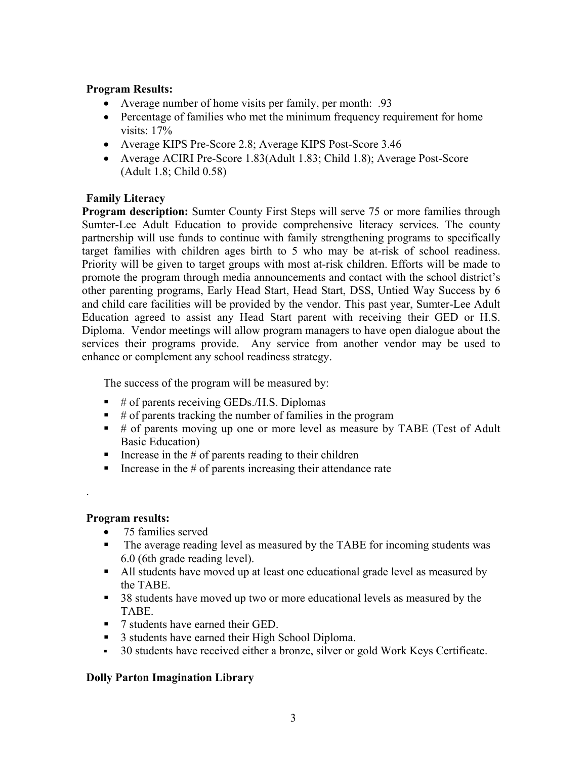**Program Results:**

- Average number of home visits per family, per month: .93
- Percentage of families who met the minimum frequency requirement for home visits: 17%
- Average KIPS Pre-Score 2.8; Average KIPS Post-Score 3.46
- Average ACIRI Pre-Score 1.83(Adult 1.83; Child 1.8); Average Post-Score (Adult 1.8; Child 0.58)

**Family Literacy**

**Program description:** Sumter County First Steps will serve 75 or more families through Sumter-Lee Adult Education to provide comprehensive literacy services. The county partnership will use funds to continue with family strengthening programs to specifically target families with children ages birth to 5 who may be at-risk of school readiness. Priority will be given to target groups with most at-risk children. Efforts will be made to promote the program through media announcements and contact with the school district's other parenting programs, Early Head Start, Head Start, DSS, Untied Way Success by 6 and child care facilities will be provided by the vendor. This past year, Sumter-Lee Adult Education agreed to assist any Head Start parent with receiving their GED or H.S. Diploma. Vendor meetings will allow program managers to have open dialogue about the services their programs provide. Any service from another vendor may be used to enhance or complement any school readiness strategy.

The success of the program will be measured by:

- # of parents receiving GEDs./H.S. Diplomas
- # of parents tracking the number of families in the program
- # of parents moving up one or more level as measure by TABE (Test of Adult Basic Education)
- Increase in the # of parents reading to their children
- Increase in the # of parents increasing their attendance rate

.

**Program results:**

- 75 families served
- The average reading level as measured by the TABE for incoming students was 6.0 (6th grade reading level).
- All students have moved up at least one educational grade level as measured by the TABE.
- 38 students have moved up two or more educational levels as measured by the TABE.
- 7 students have earned their GED.
- 3 students have earned their High School Diploma.
- 30 students have received either a bronze, silver or gold Work Keys Certificate.

**Dolly Parton Imagination Library**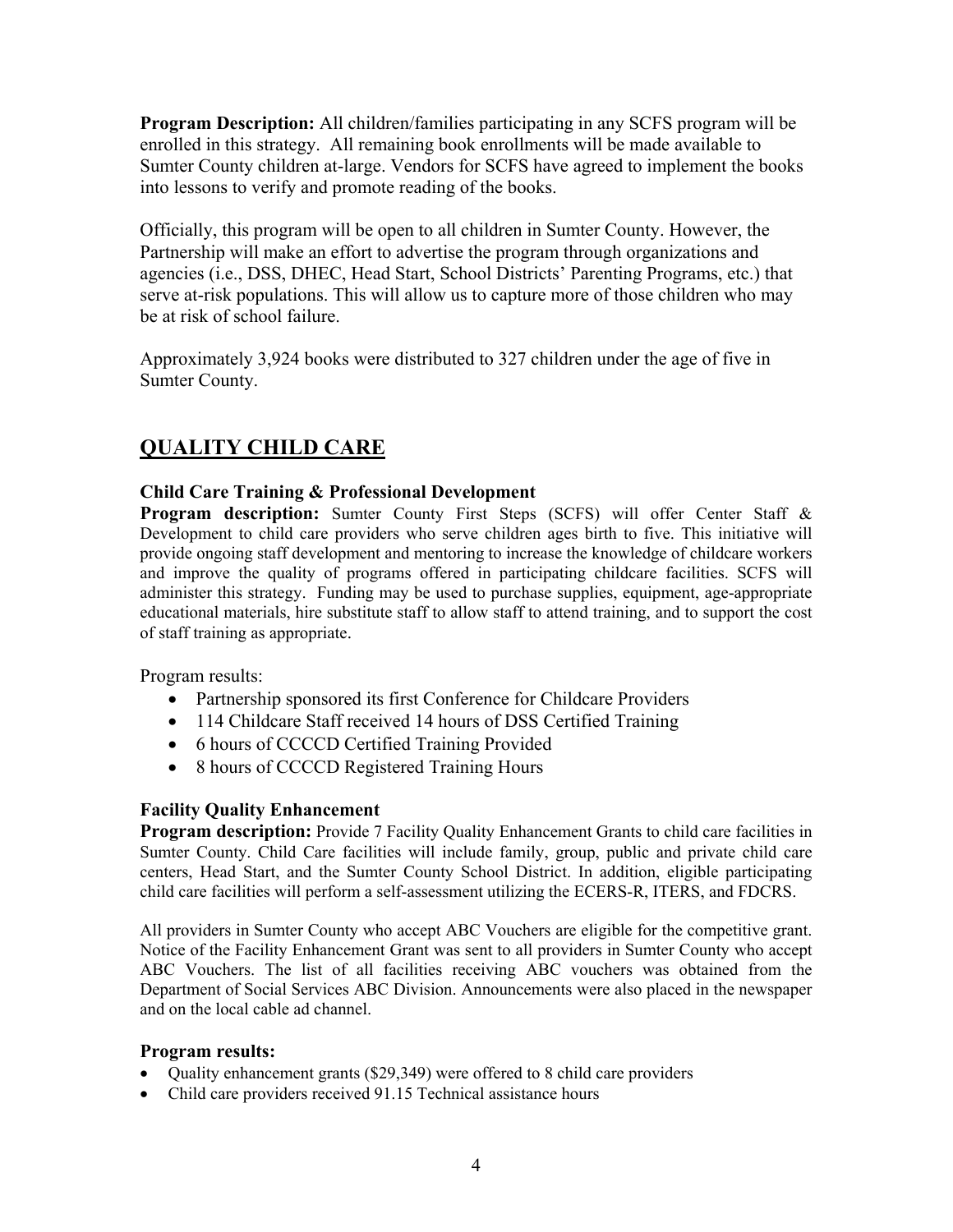**Program Description:** All children/families participating in any SCFS program will be enrolled in this strategy. All remaining book enrollments will be made available to Sumter County children at-large. Vendors for SCFS have agreed to implement the books into lessons to verify and promote reading of the books.

Officially, this program will be open to all children in Sumter County. However, the Partnership will make an effort to advertise the program through organizations and agencies (i.e., DSS, DHEC, Head Start, School Districts' Parenting Programs, etc.) that serve at-risk populations. This will allow us to capture more of those children who may be at risk of school failure.

Approximately 3,924 books were distributed to 327 children under the age of five in Sumter County.

## QUALITY CHILD CARE

### Child Care Training & Professional Development

**Program description:** Sumter County First Steps (SCFS) will offer Center Staff & Development to child care providers who serve children ages birth to five. This initiative will provide ongoing staff development and mentoring to increase the knowledge of childcare workers and improve the quality of programs offered in participating childcare facilities. SCFS will administer this strategy. Funding may be used to purchase supplies, equipment, age-appropriate educational materials, hire substitute staff to allow staff to attend training, and to support the cost of staff training as appropriate.

Program results:

- Partnership sponsored its first Conference for Childcare Providers
- 114 Childcare Staff received 14 hours of DSS Certified Training
- 6 hours of CCCCD Certified Training Provided
- 8 hours of CCCCD Registered Training Hours

### Facility Quality Enhancement

**Program description:** Provide 7 Facility Quality Enhancement Grants to child care facilities in Sumter County. Child Care facilities will include family, group, public and private child care centers, Head Start, and the Sumter County School District. In addition, eligible participating child care facilities will perform a self-assessment utilizing the ECERS-R, ITERS, and FDCRS.

All providers in Sumter County who accept ABC Vouchers are eligible for the competitive grant. Notice of the Facility Enhancement Grant was sent to all providers in Sumter County who accept ABC Vouchers. The list of all facilities receiving ABC vouchers was obtained from the Department of Social Services ABC Division. Announcements were also placed in the newspaper and on the local cable ad channel.

**Program results:**

- Quality enhancement grants ($29,349) were offered to 8 child care providers
- Child care providers received 91.15 Technical assistance hours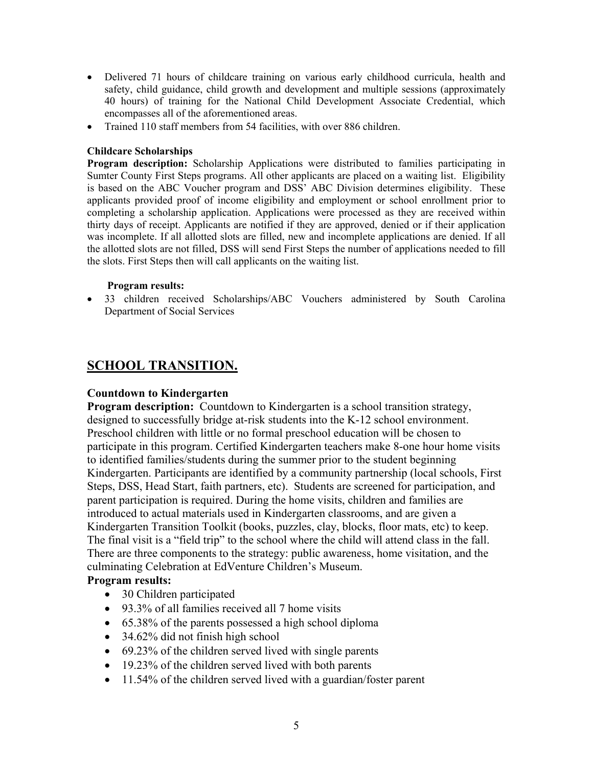- Delivered 71 hours of childcare training on various early childhood curricula, health and safety, child guidance, child growth and development and multiple sessions (approximately 40 hours) of training for the National Child Development Associate Credential, which encompasses all of the aforementioned areas.
- Trained 110 staff members from 54 facilities, with over 886 children.

**Childcare Scholarships**

**Program description:** Scholarship Applications were distributed to families participating in Sumter County First Steps programs. All other applicants are placed on a waiting list. Eligibility is based on the ABC Voucher program and DSS' ABC Division determines eligibility. These applicants provided proof of income eligibility and employment or school enrollment prior to completing a scholarship application. Applications were processed as they are received within thirty days of receipt. Applicants are notified if they are approved, denied or if their application was incomplete. If all allotted slots are filled, new and incomplete applications are denied. If all the allotted slots are not filled, DSS will send First Steps the number of applications needed to fill the slots. First Steps then will call applicants on the waiting list.

**Program results:**

- 33 children received Scholarships/ABC Vouchers administered by South Carolina Department of Social Services

## SCHOOL TRANSITION.

**Countdown to Kindergarten**

**Program description:** Countdown to Kindergarten is a school transition strategy, designed to successfully bridge at-risk students into the K-12 school environment. Preschool children with little or no formal preschool education will be chosen to participate in this program. Certified Kindergarten teachers make 8-one hour home visits to identified families/students during the summer prior to the student beginning Kindergarten. Participants are identified by a community partnership (local schools, First Steps, DSS, Head Start, faith partners, etc). Students are screened for participation, and parent participation is required. During the home visits, children and families are introduced to actual materials used in Kindergarten classrooms, and are given a Kindergarten Transition Toolkit (books, puzzles, clay, blocks, floor mats, etc) to keep. The final visit is a "field trip" to the school where the child will attend class in the fall. There are three components to the strategy: public awareness, home visitation, and the culminating Celebration at EdVenture Children's Museum.

**Program results:**

- 30 Children participated
- 93.3% of all families received all 7 home visits
- 65.38% of the parents possessed a high school diploma
- 34.62% did not finish high school
- 69.23% of the children served lived with single parents
- 19.23% of the children served lived with both parents
- 11.54% of the children served lived with a guardian/foster parent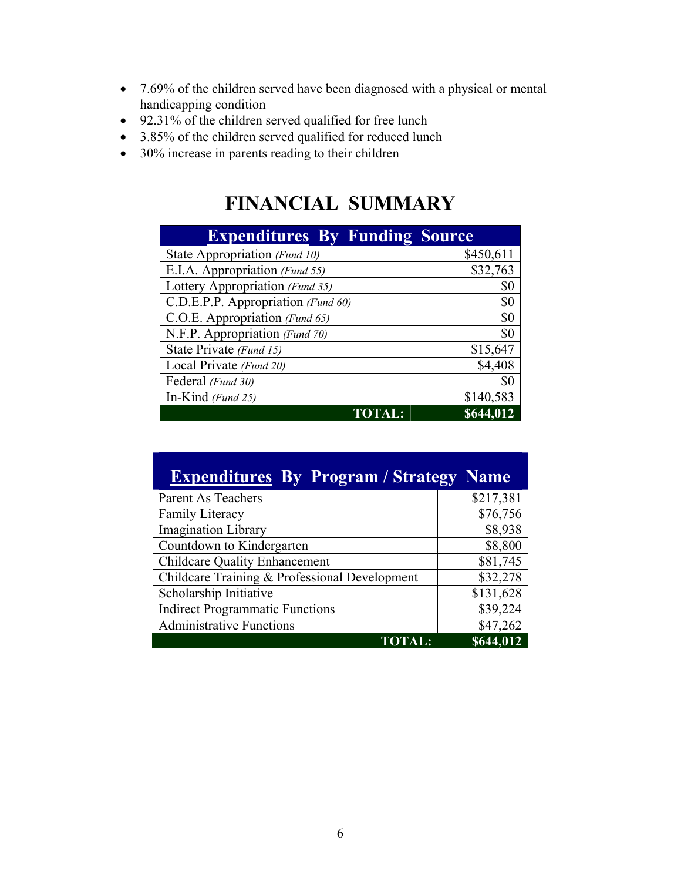- 7.69% of the children served have been diagnosed with a physical or mental handicapping condition
- 92.31% of the children served qualified for free lunch
- 3.85% of the children served qualified for reduced lunch
- 30% increase in parents reading to their children

# FINANCIAL SUMMARY

| Expenditures By Funding Source | |
|---|---|
| State Appropriation *(Fund 10)* | $450,611 |
| E.I.A. Appropriation *(Fund 55)* | $32,763 |
| Lottery Appropriation *(Fund 35)* | $0 |
| C.D.E.P.P. Appropriation *(Fund 60)* | $0 |
| C.O.E. Appropriation *(Fund 65)* | $0 |
| N.F.P. Appropriation *(Fund 70)* | $0 |
| State Private *(Fund 15)* | $15,647 |
| Local Private *(Fund 20)* | $4,408 |
| Federal *(Fund 30)* | $0 |
| In-Kind *(Fund 25)* | $140,583 |
| **TOTAL:** | **$644,012** |

| Expenditures By Program / Strategy Name | |
|---|---|
| Parent As Teachers | $217,381 |
| Family Literacy | $76,756 |
| Imagination Library | $8,938 |
| Countdown to Kindergarten | $8,800 |
| Childcare Quality Enhancement | $81,745 |
| Childcare Training & Professional Development | $32,278 |
| Scholarship Initiative | $131,628 |
| Indirect Programmatic Functions | $39,224 |
| Administrative Functions | $47,262 |
| **TOTAL:** | **$644,012** |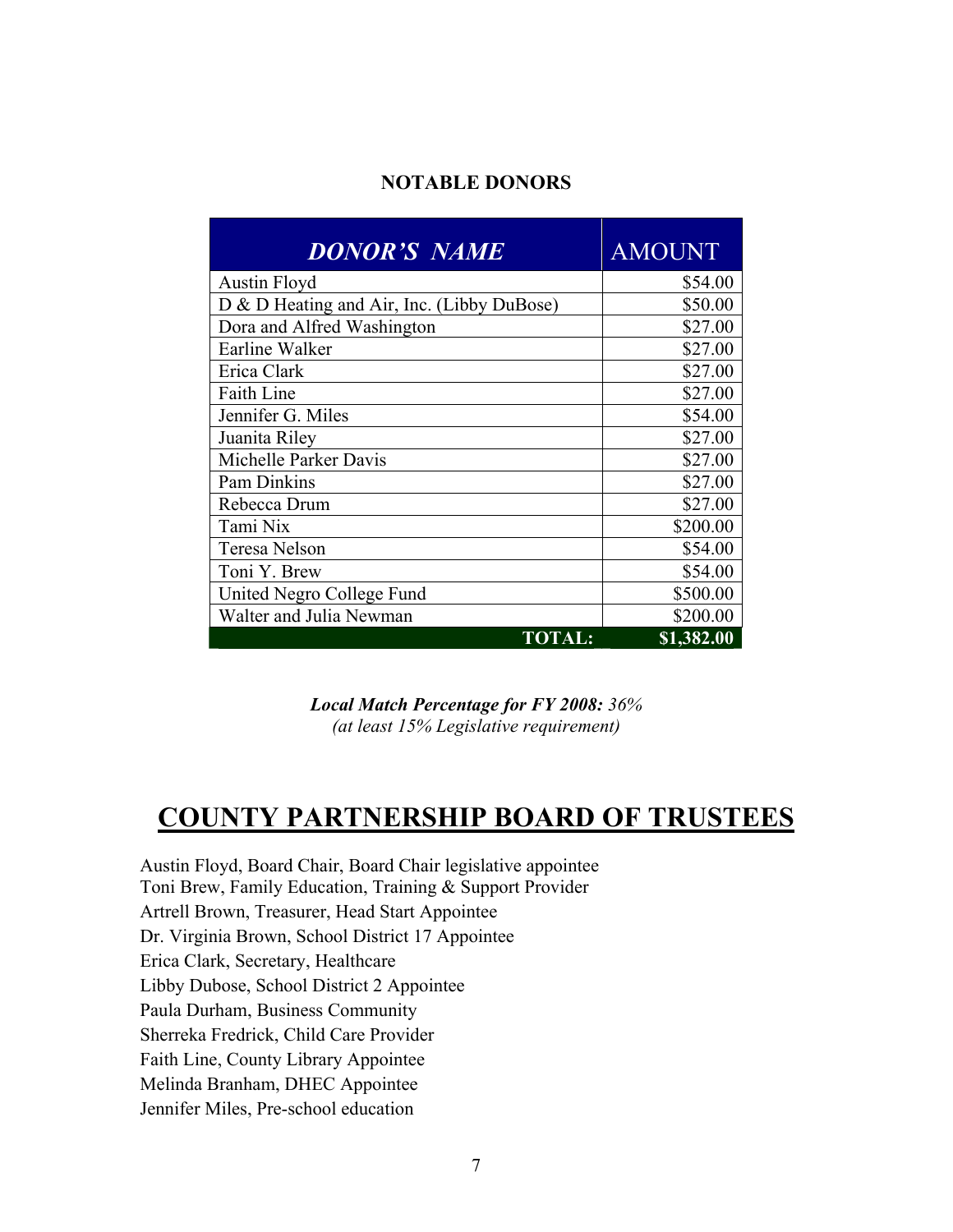## NOTABLE DONORS

| ***DONOR'S NAME*** | AMOUNT |
|---|---|
| Austin Floyd | $54.00 |
| D & D Heating and Air, Inc. (Libby DuBose) | $50.00 |
| Dora and Alfred Washington | $27.00 |
| Earline Walker | $27.00 |
| Erica Clark | $27.00 |
| Faith Line | $27.00 |
| Jennifer G. Miles | $54.00 |
| Juanita Riley | $27.00 |
| Michelle Parker Davis | $27.00 |
| Pam Dinkins | $27.00 |
| Rebecca Drum | $27.00 |
| Tami Nix | $200.00 |
| Teresa Nelson | $54.00 |
| Toni Y. Brew | $54.00 |
| United Negro College Fund | $500.00 |
| Walter and Julia Newman | $200.00 |
| **TOTAL:** | **$1,382.00** |

***Local Match Percentage for FY 2008:*** *36%*
*(at least 15% Legislative requirement)*

# COUNTY PARTNERSHIP BOARD OF TRUSTEES

Austin Floyd, Board Chair, Board Chair legislative appointee
Toni Brew, Family Education, Training & Support Provider
Artrell Brown, Treasurer, Head Start Appointee
Dr. Virginia Brown, School District 17 Appointee
Erica Clark, Secretary, Healthcare
Libby Dubose, School District 2 Appointee
Paula Durham, Business Community
Sherreka Fredrick, Child Care Provider
Faith Line, County Library Appointee
Melinda Branham, DHEC Appointee
Jennifer Miles, Pre-school education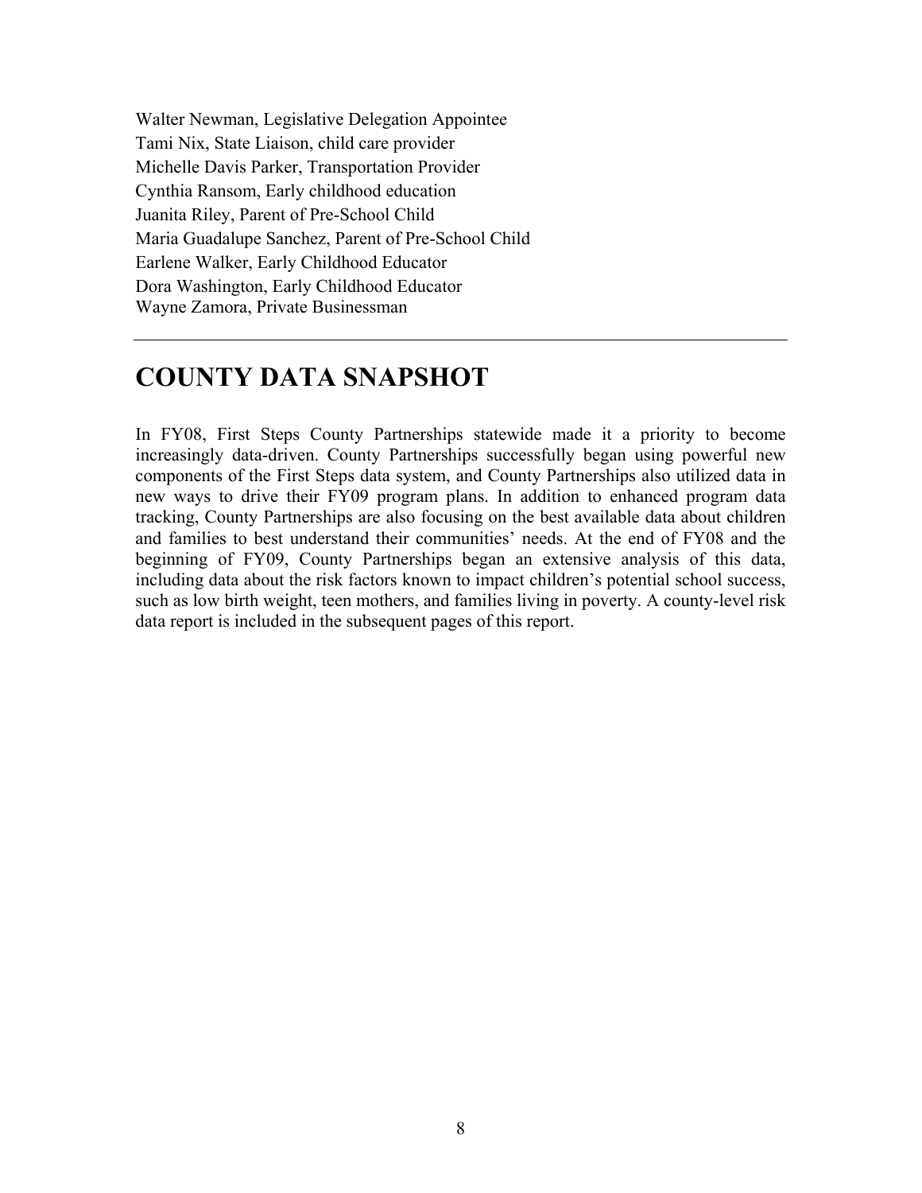Walter Newman, Legislative Delegation Appointee
Tami Nix, State Liaison, child care provider
Michelle Davis Parker, Transportation Provider
Cynthia Ransom, Early childhood education
Juanita Riley, Parent of Pre-School Child
Maria Guadalupe Sanchez, Parent of Pre-School Child
Earlene Walker, Early Childhood Educator
Dora Washington, Early Childhood Educator
Wayne Zamora, Private Businessman

---

# COUNTY DATA SNAPSHOT

In FY08, First Steps County Partnerships statewide made it a priority to become increasingly data-driven. County Partnerships successfully began using powerful new components of the First Steps data system, and County Partnerships also utilized data in new ways to drive their FY09 program plans. In addition to enhanced program data tracking, County Partnerships are also focusing on the best available data about children and families to best understand their communities' needs. At the end of FY08 and the beginning of FY09, County Partnerships began an extensive analysis of this data, including data about the risk factors known to impact children's potential school success, such as low birth weight, teen mothers, and families living in poverty. A county-level risk data report is included in the subsequent pages of this report.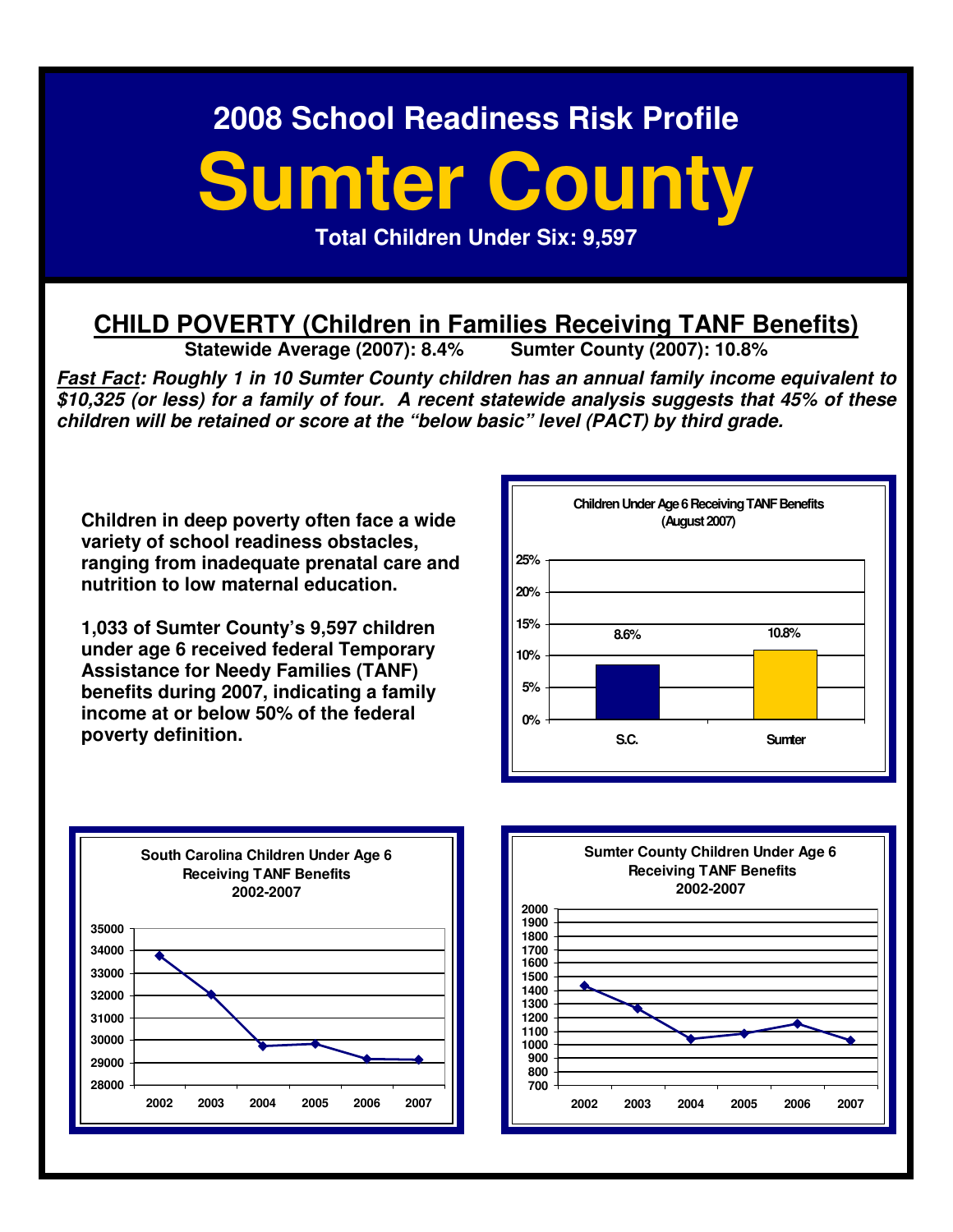2008 School Readiness Risk Profile

# Sumter County

**Total Children Under Six: 9,597**

## CHILD POVERTY (Children in Families Receiving TANF Benefits)

**Statewide Average (2007): 8.4%    Sumter County (2007): 10.8%**

***Fast Fact: Roughly 1 in 10 Sumter County children has an annual family income equivalent to $10,325 (or less) for a family of four. A recent statewide analysis suggests that 45% of these children will be retained or score at the "below basic" level (PACT) by third grade.***

**Children in deep poverty often face a wide variety of school readiness obstacles, ranging from inadequate prenatal care and nutrition to low maternal education.**

**1,033 of Sumter County's 9,597 children under age 6 received federal Temporary Assistance for Needy Families (TANF) benefits during 2007, indicating a family income at or below 50% of the federal poverty definition.**

**Children Under Age 6 Receiving TANF Benefits (August 2007)**

| | S.C. | Sumter |
|---|---|---|
| Percent | 8.6% | 10.8% |

**South Carolina Children Under Age 6 Receiving TANF Benefits 2002-2007**

**Sumter County Children Under Age 6 Receiving TANF Benefits 2002-2007**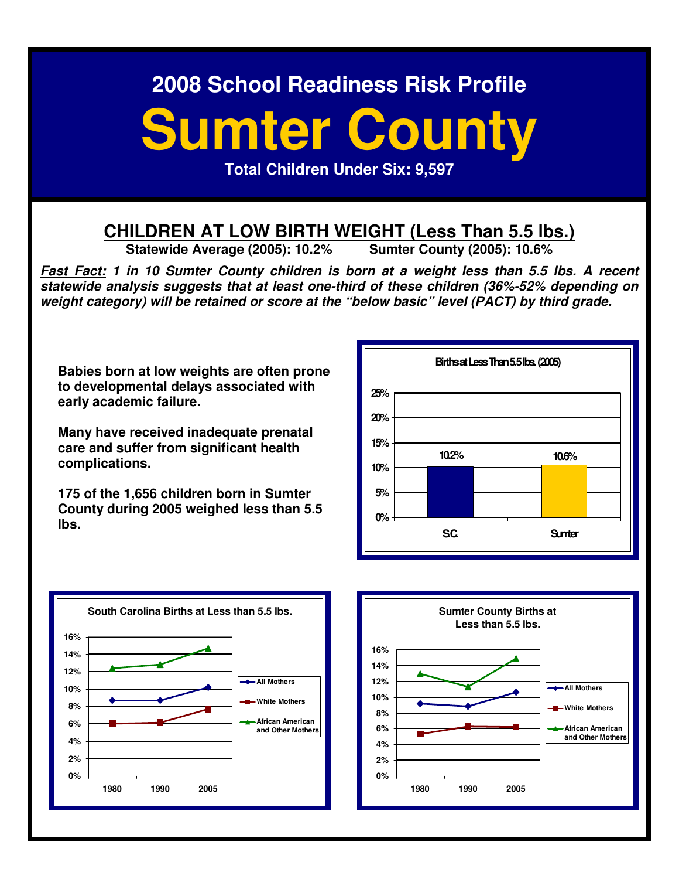# 2008 School Readiness Risk Profile

# Sumter County

**Total Children Under Six: 9,597**

## CHILDREN AT LOW BIRTH WEIGHT (Less Than 5.5 lbs.)

**Statewide Average (2005): 10.2%** **Sumter County (2005): 10.6%**

***Fast Fact:* 1 in 10 Sumter County children is born at a weight less than 5.5 lbs. A recent statewide analysis suggests that at least one-third of these children (36%-52% depending on weight category) will be retained or score at the "below basic" level (PACT) by third grade.**

**Babies born at low weights are often prone to developmental delays associated with early academic failure.**

**Many have received inadequate prenatal care and suffer from significant health complications.**

**175 of the 1,656 children born in Sumter County during 2005 weighed less than 5.5 lbs.**

Births at Less Than 5.5 lbs. (2005)

| | Births at Less Than 5.5 lbs. |
|---|---|
| S.C. | 10.2% |
| Sumter | 10.6% |

South Carolina Births at Less than 5.5 lbs.

Sumter County Births at Less than 5.5 lbs.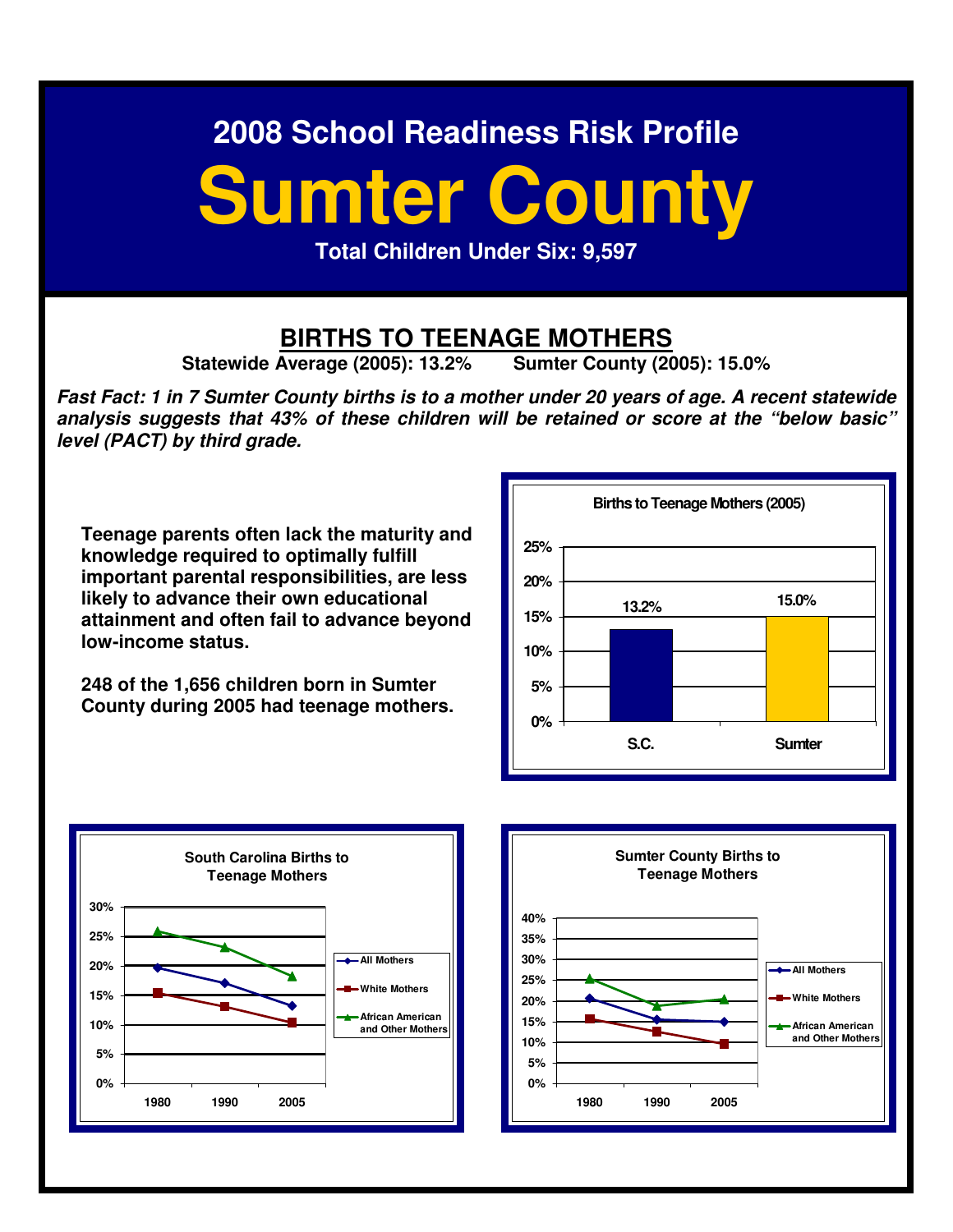# 2008 School Readiness Risk Profile

# Sumter County

**Total Children Under Six: 9,597**

## BIRTHS TO TEENAGE MOTHERS

**Statewide Average (2005): 13.2%   Sumter County (2005): 15.0%**

***Fast Fact: 1 in 7 Sumter County births is to a mother under 20 years of age. A recent statewide analysis suggests that 43% of these children will be retained or score at the "below basic" level (PACT) by third grade.***

**Teenage parents often lack the maturity and knowledge required to optimally fulfill important parental responsibilities, are less likely to advance their own educational attainment and often fail to advance beyond low-income status.**

**248 of the 1,656 children born in Sumter County during 2005 had teenage mothers.**

**Births to Teenage Mothers (2005)**

| | S.C. | Sumter |
|---|---|---|
| Births to Teenage Mothers | 13.2% | 15.0% |

**South Carolina Births to Teenage Mothers**

**Sumter County Births to Teenage Mothers**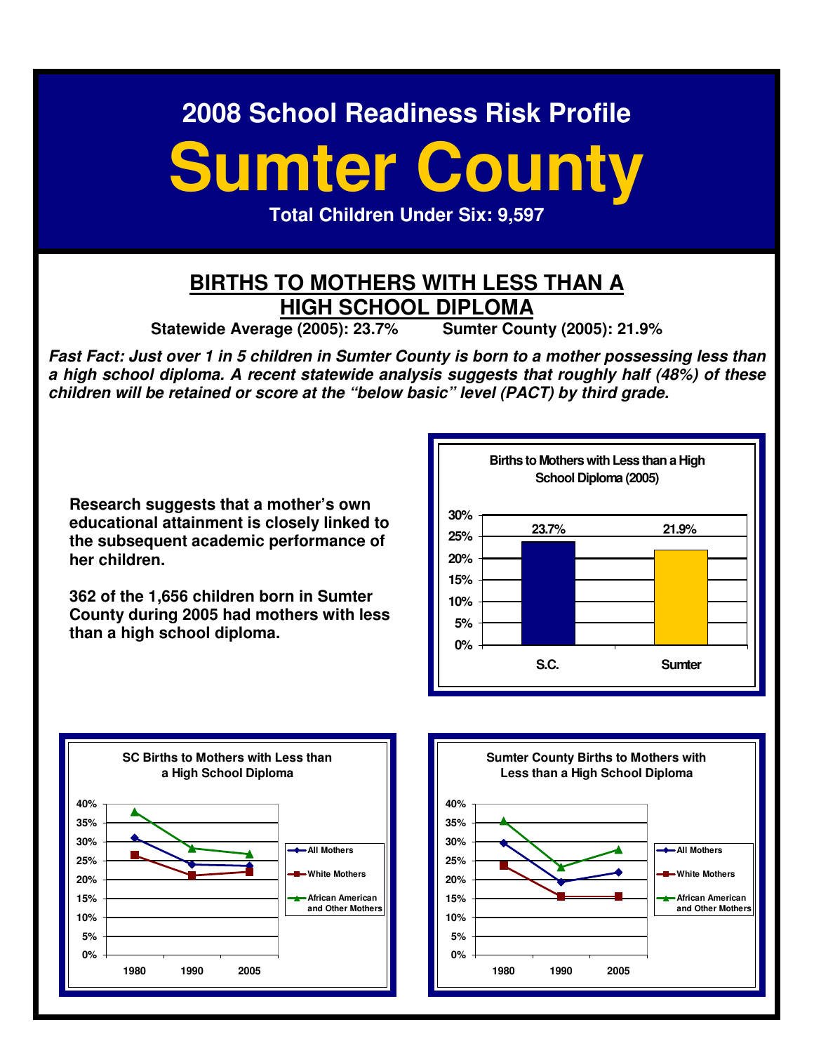## 2008 School Readiness Risk Profile

# Sumter County

**Total Children Under Six: 9,597**

## BIRTHS TO MOTHERS WITH LESS THAN A HIGH SCHOOL DIPLOMA

**Statewide Average (2005): 23.7%** **Sumter County (2005): 21.9%**

***Fast Fact: Just over 1 in 5 children in Sumter County is born to a mother possessing less than a high school diploma. A recent statewide analysis suggests that roughly half (48%) of these children will be retained or score at the "below basic" level (PACT) by third grade.***

**Research suggests that a mother's own educational attainment is closely linked to the subsequent academic performance of her children.**

**362 of the 1,656 children born in Sumter County during 2005 had mothers with less than a high school diploma.**

Births to Mothers with Less than a High School Diploma (2005)

30%
25%
20%
15%
10%
5%
0%

23.7%
21.9%

S.C.
Sumter

SC Births to Mothers with Less than a High School Diploma

40%
35%
30%
25%
20%
15%
10%
5%
0%

1980
1990
2005

All Mothers
White Mothers
African American and Other Mothers

Sumter County Births to Mothers with Less than a High School Diploma

40%
35%
30%
25%
20%
15%
10%
5%
0%

1980
1990
2005

All Mothers
White Mothers
African American and Other Mothers